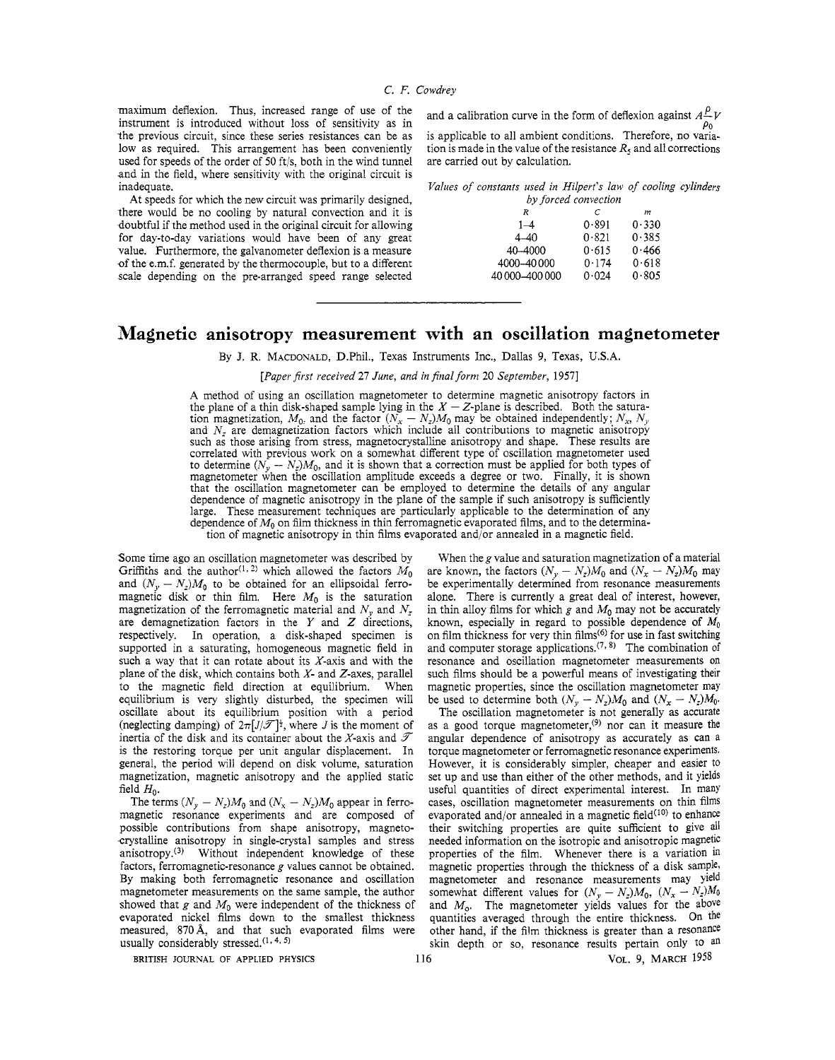maximum deflexion. Thus, increased range of use of the instrument is introduced without loss of sensitivity as in the previous circuit, since these series resistances can be as low as required. This arrangement has been conveniently used for speeds of the order of 50 ft/s, both in the wind tunnel and in the field, where sensitivity with the original circuit is inadequate.

At speeds for which the new circuit was primarily designed, there would be no cooling by natural convection and it is doubtful if the method used in the original circuit for allowing for day-to-day variations would have been of any great value. Furthermore, the galvanometer deflexion is a measure of the e.m.f. generated by the thermocouple, but to a different scale depending on the pre-arranged speed range selected and a calibration curve in the form of deflexion against $A\frac{\rho}{\rho_0}V$ is applicable to all ambient conditions. Therefore, no variation is made in the value of the resistance $R_5$ and all corrections are carried out by calculation.

*Values of constants used in Hilpert's law of cooling cylinders by forced convection*

| $R$ | $C$ | $m$ |
|---|---|---|
| 1–4 | 0·891 | 0·330 |
| 4–40 | 0·821 | 0·385 |
| 40–4000 | 0·615 | 0·466 |
| 4000–40 000 | 0·174 | 0·618 |
| 40 000–400 000 | 0·024 | 0·805 |

# Magnetic anisotropy measurement with an oscillation magnetometer

By J. R. Macdonald, D.Phil., Texas Instruments Inc., Dallas 9, Texas, U.S.A.

*[Paper first received 27 June, and in final form 20 September, 1957]*

A method of using an oscillation magnetometer to determine magnetic anisotropy factors in the plane of a thin disk-shaped sample lying in the $X-Z$-plane is described. Both the saturation magnetization, $M_0$, and the factor $(N_x - N_z)M_0$ may be obtained independently; $N_x$, $N_y$ and $N_z$ are demagnetization factors which include all contributions to magnetic anisotropy such as those arising from stress, magnetocrystalline anisotropy and shape. These results are correlated with previous work on a somewhat different type of oscillation magnetometer used to determine $(N_y - N_z)M_0$, and it is shown that a correction must be applied for both types of magnetometer when the oscillation amplitude exceeds a degree or two. Finally, it is shown that the oscillation magnetometer can be employed to determine the details of any angular dependence of magnetic anisotropy in the plane of the sample if such anisotropy is sufficiently large. These measurement techniques are particularly applicable to the determination of any dependence of $M_0$ on film thickness in thin ferromagnetic evaporated films, and to the determination of magnetic anisotropy in thin films evaporated and/or annealed in a magnetic field.

Some time ago an oscillation magnetometer was described by Griffiths and the author[1, 2] which allowed the factors $M_0$ and $(N_y - N_z)M_0$ to be obtained for an ellipsoidal ferromagnetic disk or thin film. Here $M_0$ is the saturation magnetization of the ferromagnetic material and $N_y$ and $N_z$ are demagnetization factors in the $Y$ and $Z$ directions, respectively. In operation, a disk-shaped specimen is supported in a saturating, homogeneous magnetic field in such a way that it can rotate about its $X$-axis and with the plane of the disk, which contains both $X$- and $Z$-axes, parallel to the magnetic field direction at equilibrium. When equilibrium is very slightly disturbed, the specimen will oscillate about its equilibrium position with a period (neglecting damping) of $2\pi[J/\mathscr{T}]^{\frac{1}{2}}$, where $J$ is the moment of inertia of the disk and its container about the $X$-axis and $\mathscr{T}$ is the restoring torque per unit angular displacement. In general, the period will depend on disk volume, saturation magnetization, magnetic anisotropy and the applied static field $H_0$.

The terms $(N_y - N_z)M_0$ and $(N_x - N_z)M_0$ appear in ferromagnetic resonance experiments and are composed of possible contributions from shape anisotropy, magnetocrystalline anisotropy in single-crystal samples and stress anisotropy.[3] Without independent knowledge of these factors, ferromagnetic-resonance $g$ values cannot be obtained. By making both ferromagnetic resonance and oscillation magnetometer measurements on the same sample, the author showed that $g$ and $M_0$ were independent of the thickness of evaporated nickel films down to the smallest thickness measured, 870 Å, and that such evaporated films were usually considerably stressed.[1, 4, 5]

When the $g$ value and saturation magnetization of a material are known, the factors $(N_y - N_z)M_0$ and $(N_x - N_z)M_0$ may be experimentally determined from resonance measurements alone. There is currently a great deal of interest, however, in thin alloy films for which $g$ and $M_0$ may not be accurately known, especially in regard to possible dependence of $M_0$ on film thickness for very thin films[6] for use in fast switching and computer storage applications.[7, 8] The combination of resonance and oscillation magnetometer measurements on such films should be a powerful means of investigating their magnetic properties, since the oscillation magnetometer may be used to determine both $(N_y - N_z)M_0$ and $(N_x - N_z)M_0$.

The oscillation magnetometer is not generally as accurate as a good torque magnetometer,[9] nor can it measure the angular dependence of anisotropy as accurately as can a torque magnetometer or ferromagnetic resonance experiments. However, it is considerably simpler, cheaper and easier to set up and use than either of the other methods, and it yields useful quantities of direct experimental interest. In many cases, oscillation magnetometer measurements on thin films evaporated and/or annealed in a magnetic field[10] to enhance their switching properties are quite sufficient to give all needed information on the isotropic and anisotropic magnetic properties of the film. Whenever there is a variation in magnetic properties through the thickness of a disk sample, magnetometer and resonance measurements may yield somewhat different values for $(N_y - N_z)M_0$, $(N_x - N_z)M_0$ and $M_0$. The magnetometer yields values for the above quantities averaged through the entire thickness. On the other hand, if the film thickness is greater than a resonance skin depth or so, resonance results pertain only to an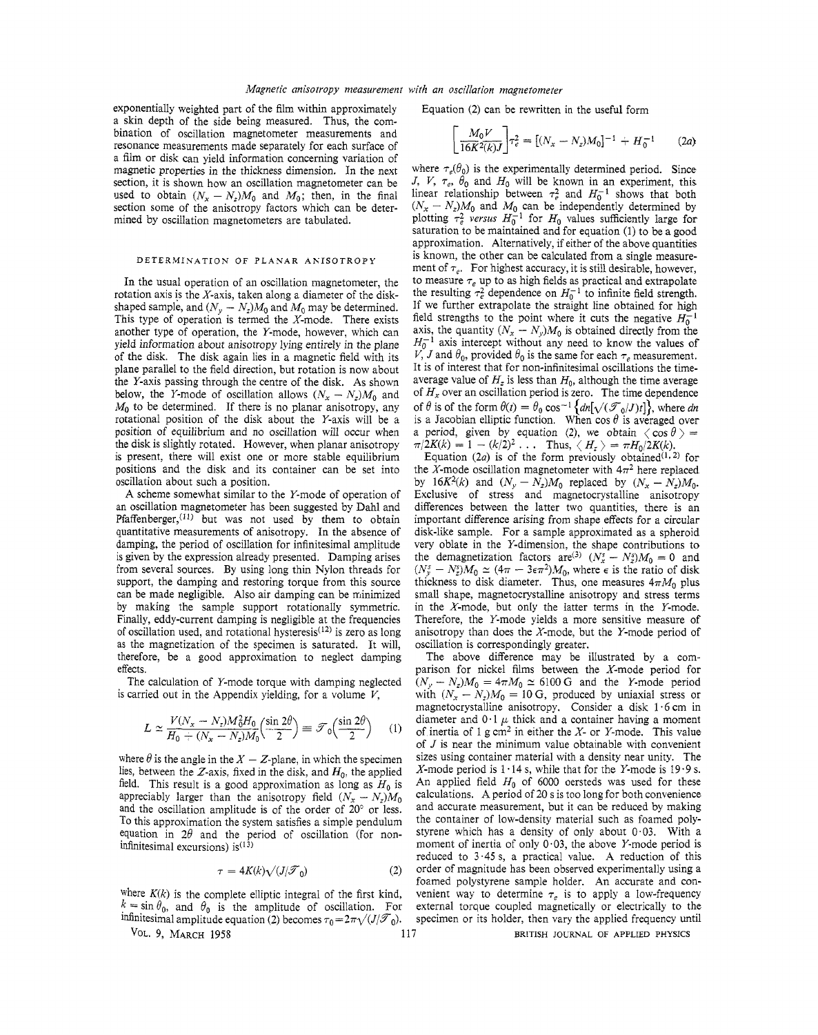exponentially weighted part of the film within approximately a skin depth of the side being measured. Thus, the combination of oscillation magnetometer measurements and resonance measurements made separately for each surface of a film or disk can yield information concerning variation of magnetic properties in the thickness dimension. In the next section, it is shown how an oscillation magnetometer can be used to obtain $(N_x - N_z)M_0$ and $M_0$; then, in the final section some of the anisotropy factors which can be determined by oscillation magnetometers are tabulated.

## DETERMINATION OF PLANAR ANISOTROPY

In the usual operation of an oscillation magnetometer, the rotation axis is the $X$-axis, taken along a diameter of the disk-shaped sample, and $(N_y - N_z)M_0$ and $M_0$ may be determined. This type of operation is termed the $X$-mode. There exists another type of operation, the $Y$-mode, however, which can yield information about anisotropy lying entirely in the plane of the disk. The disk again lies in a magnetic field with its plane parallel to the field direction, but rotation is now about the $Y$-axis passing through the centre of the disk. As shown below, the $Y$-mode of oscillation allows $(N_x - N_z)M_0$ and $M_0$ to be determined. If there is no planar anisotropy, any rotational position of the disk about the $Y$-axis will be a position of equilibrium and no oscillation will occur when the disk is slightly rotated. However, when planar anisotropy is present, there will exist one or more stable equilibrium positions and the disk and its container can be set into oscillation about such a position.

A scheme somewhat similar to the $Y$-mode of operation of an oscillation magnetometer has been suggested by Dahl and Pfaffenberger,[11] but was not used by them to obtain quantitative measurements of anisotropy. In the absence of damping, the period of oscillation for infinitesimal amplitude is given by the expression already presented. Damping arises from several sources. By using long thin Nylon threads for support, the damping and restoring torque from this source can be made negligible. Also air damping can be minimized by making the sample support rotationally symmetric. Finally, eddy-current damping is negligible at the frequencies of oscillation used, and rotational hysteresis[12] is zero as long as the magnetization of the specimen is saturated. It will, therefore, be a good approximation to neglect damping effects.

The calculation of $Y$-mode torque with damping neglected is carried out in the Appendix yielding, for a volume $V$,

$$L \simeq \frac{V(N_x - N_z)M_0^2 H_0}{H_0 + (N_x - N_z)M_0}\left(\frac{\sin 2\theta}{2}\right) \equiv \mathscr{T}_0\left(\frac{\sin 2\theta}{2}\right) \qquad (1)$$

where $\theta$ is the angle in the $X-Z$-plane, in which the specimen lies, between the $Z$-axis, fixed in the disk, and $H_0$, the applied field. This result is a good approximation as long as $H_0$ is appreciably larger than the anisotropy field $(N_x - N_z)M_0$ and the oscillation amplitude is of the order of 20° or less. To this approximation the system satisfies a simple pendulum equation in $2\theta$ and the period of oscillation (for non-infinitesimal excursions) is[13]

$$\tau = 4K(k)\sqrt{(J/\mathscr{T}_0)} \qquad (2)$$

where $K(k)$ is the complete elliptic integral of the first kind, $k = \sin\theta_0$, and $\theta_0$ is the amplitude of oscillation. For infinitesimal amplitude equation (2) becomes $\tau_0 = 2\pi\sqrt{(J/\mathscr{T}_0)}$.

Equation (2) can be rewritten in the useful form

$$\left[\frac{M_0 V}{16K^2(k)J}\right]\tau_e^2 = [(N_x - N_z)M_0]^{-1} + H_0^{-1} \qquad (2a)$$

where $\tau_e(\theta_0)$ is the experimentally determined period. Since $J$, $V$, $\tau_e$, $\theta_0$ and $H_0$ will be known in an experiment, this linear relationship between $\tau_e^2$ and $H_0^{-1}$ shows that both $(N_x - N_z)M_0$ and $M_0$ can be independently determined by plotting $\tau_e^2$ *versus* $H_0^{-1}$ for $H_0$ values sufficiently large for saturation to be maintained and for equation (1) to be a good approximation. Alternatively, if either of the above quantities is known, the other can be calculated from a single measurement of $\tau_e$. For highest accuracy, it is still desirable, however, to measure $\tau_e$ up to as high fields as practical and extrapolate the resulting $\tau_e^2$ dependence on $H_0^{-1}$ to infinite field strength. If we further extrapolate the straight line obtained for high field strengths to the point where it cuts the negative $H_0^{-1}$ axis, the quantity $(N_x - N_y)M_0$ is obtained directly from the $H_0^{-1}$ axis intercept without any need to know the values of $V$, $J$ and $\theta_0$, provided $\theta_0$ is the same for each $\tau_e$ measurement. It is of interest that for non-infinitesimal oscillations the time-average value of $H_z$ is less than $H_0$, although the time average of $H_x$ over an oscillation period is zero. The time dependence of $\theta$ is of the form $\theta(t) = \theta_0 \cos^{-1}\{dn[\sqrt{(\mathscr{T}_0/J)}t]\}$, where $dn$ is a Jacobian elliptic function. When $\cos\theta$ is averaged over a period, given by equation (2), we obtain $\langle \cos\theta \rangle = \pi/2K(k) = 1 - (k/2)^2 \ldots$ Thus, $\langle H_z \rangle = \pi H_0/2K(k)$.

Equation (2a) is of the form previously obtained[1, 2] for the $X$-mode oscillation magnetometer with $4\pi^2$ here replaced by $16K^2(k)$ and $(N_y - N_z)M_0$ replaced by $(N_x - N_z)M_0$. Exclusive of stress and magnetocrystalline anisotropy differences between the latter two quantities, there is an important difference arising from shape effects for a circular disk-like sample. For a sample approximated as a spheroid very oblate in the $Y$-dimension, the shape contributions to the demagnetization factors are[3] $(N_x^s - N_z^s)M_0 = 0$ and $(N_y^s - N_z^s)M_0 \simeq (4\pi - 3\epsilon\pi^2)M_0$, where $\epsilon$ is the ratio of disk thickness to disk diameter. Thus, one measures $4\pi M_0$ plus small shape, magnetocrystalline anisotropy and stress terms in the $X$-mode, but only the latter terms in the $Y$-mode. Therefore, the $Y$-mode yields a more sensitive measure of anisotropy than does the $X$-mode, but the $Y$-mode period of oscillation is correspondingly greater.

The above difference may be illustrated by a comparison for nickel films between the $X$-mode period for $(N_y - N_z)M_0 = 4\pi M_0 \simeq 6100$ G and the $Y$-mode period with $(N_x - N_z)M_0 = 10$ G, produced by uniaxial stress or magnetocrystalline anisotropy. Consider a disk 1·6 cm in diameter and 0·1 $\mu$ thick and a container having a moment of inertia of 1 g cm² in either the $X$- or $Y$-mode. This value of $J$ is near the minimum value obtainable with convenient sizes using container material with a density near unity. The $X$-mode period is 1·14 s, while that for the $Y$-mode is 19·9 s. An applied field $H_0$ of 6000 oersteds was used for these calculations. A period of 20 s is too long for both convenience and accurate measurement, but it can be reduced by making the container of low-density material such as foamed polystyrene which has a density of only about 0·03. With a moment of inertia of only 0·03, the above $Y$-mode period is reduced to 3·45 s, a practical value. A reduction of this order of magnitude has been observed experimentally using a foamed polystyrene sample holder. An accurate and convenient way to determine $\tau_e$ is to apply a low-frequency external torque coupled magnetically or electrically to the specimen or its holder, then vary the applied frequency until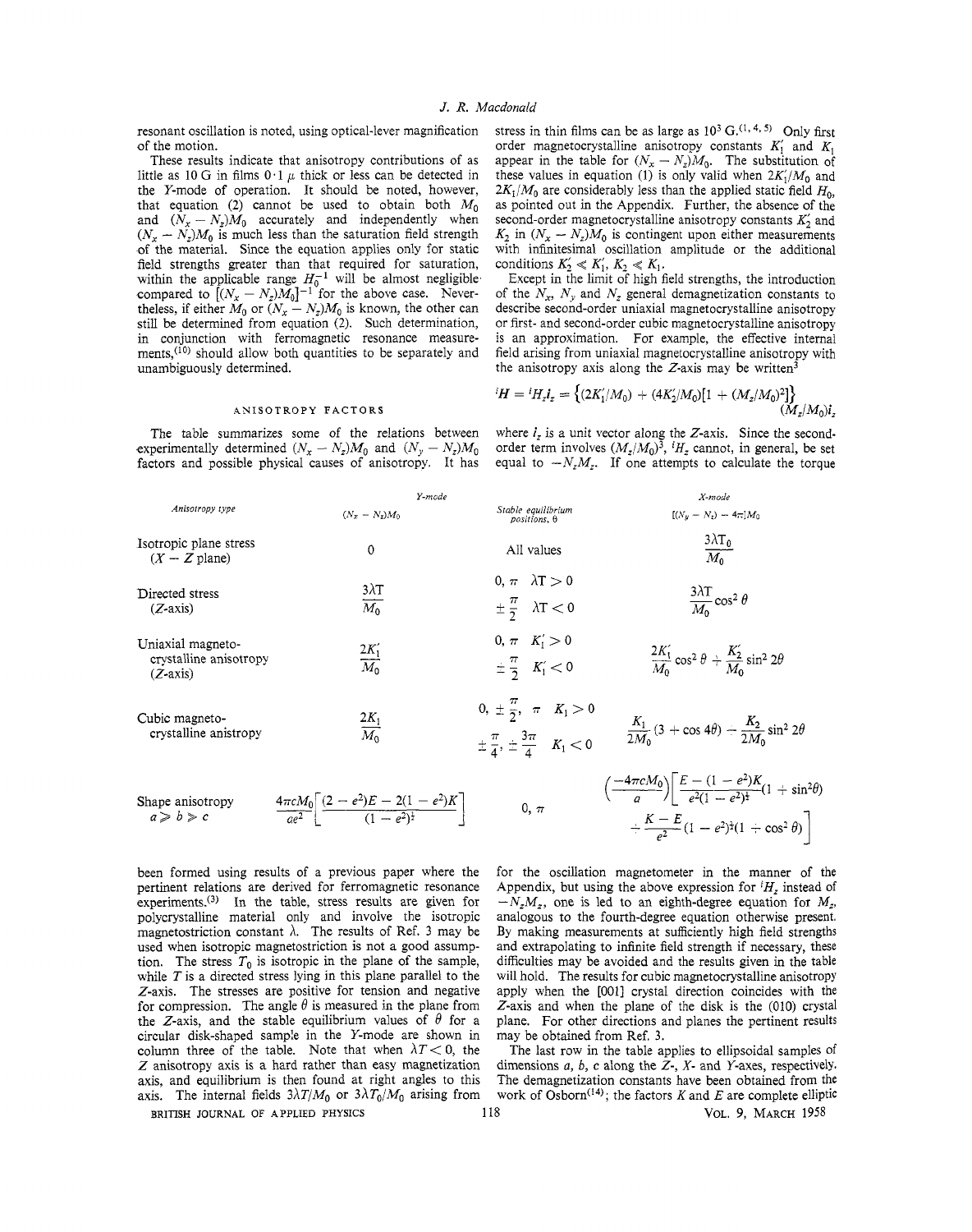resonant oscillation is noted, using optical-lever magnification of the motion.

These results indicate that anisotropy contributions of as little as 10 G in films 0·1 $\mu$ thick or less can be detected in the $Y$-mode of operation. It should be noted, however, that equation (2) cannot be used to obtain both $M_0$ and $(N_x - N_z)M_0$ accurately and independently when $(N_x - N_z)M_0$ is much less than the saturation field strength of the material. Since the equation applies only for static field strengths greater than that required for saturation, within the applicable range $H_0^{-1}$ will be almost negligible compared to $[(N_x - N_z)M_0]^{-1}$ for the above case. Nevertheless, if either $M_0$ or $(N_x - N_z)M_0$ is known, the other can still be determined from equation (2). Such determination, in conjunction with ferromagnetic resonance measurements,[10] should allow both quantities to be separately and unambiguously determined.

## ANISOTROPY FACTORS

The table summarizes some of the relations between experimentally determined $(N_x - N_z)M_0$ and $(N_y - N_z)M_0$ factors and possible physical causes of anisotropy. It has been formed using results of a previous paper where the pertinent relations are derived for ferromagnetic resonance experiments.[3] In the table, stress results are given for polycrystalline material only and involve the isotropic magnetostriction constant $\lambda$. The results of Ref. 3 may be used when isotropic magnetostriction is not a good assumption. The stress $T_0$ is isotropic in the plane of the sample, while $T$ is a directed stress lying in this plane parallel to the $Z$-axis. The stresses are positive for tension and negative for compression. The angle $\theta$ is measured in the plane from the $Z$-axis, and the stable equilibrium values of $\theta$ for a circular disk-shaped sample in the $Y$-mode are shown in column three of the table. Note that when $\lambda T < 0$, the $Z$ anisotropy axis is a hard rather than easy magnetization axis, and equilibrium is then found at right angles to this axis. The internal fields $3\lambda T/M_0$ or $3\lambda T_0/M_0$ arising from stress in thin films can be as large as $10^3$ G.[1, 4, 5] Only first order magnetocrystalline anisotropy constants $K_1'$ and $K_1$ appear in the table for $(N_x - N_z)M_0$. The substitution of these values in equation (1) is only valid when $2K_1'/M_0$ and $2K_1/M_0$ are considerably less than the applied static field $H_0$, as pointed out in the Appendix. Further, the absence of the second-order magnetocrystalline anisotropy constants $K_2'$ and $K_2$ in $(N_x - N_z)M_0$ is contingent upon either measurements with infinitesimal oscillation amplitude or the additional conditions $K_2' \ll K_1'$, $K_2 \ll K_1$.

Except in the limit of high field strengths, the introduction of the $N_x$, $N_y$ and $N_z$ general demagnetization constants to describe second-order uniaxial magnetocrystalline anisotropy or first- and second-order cubic magnetocrystalline anisotropy is an approximation. For example, the effective internal field arising from uniaxial magnetocrystalline anisotropy with the anisotropy axis along the $Z$-axis may be written[3]

$$^iH = {}^iH_z i_z = \{(2K_1'/M_0) + (4K_2'/M_0)[1 + (M_z/M_0)^2]\}(M_z/M_0)i_z$$

where $i_z$ is a unit vector along the $Z$-axis. Since the second-order term involves $(M_z/M_0)^3$, $^iH_z$ cannot, in general, be set equal to $-N_zM_z$. If one attempts to calculate the torque for the oscillation magnetometer in the manner of the Appendix, but using the above expression for $^iH_z$ instead of $-N_zM_z$, one is led to an eighth-degree equation for $M_z$, analogous to the fourth-degree equation otherwise present. By making measurements at sufficiently high field strengths and extrapolating to infinite field strength if necessary, these difficulties may be avoided and the results given in the table will hold. The results for cubic magnetocrystalline anisotropy apply when the [001] crystal direction coincides with the $Z$-axis and when the plane of the disk is the (010) crystal plane. For other directions and planes the pertinent results may be obtained from Ref. 3.

The last row in the table applies to ellipsoidal samples of dimensions $a$, $b$, $c$ along the $Z$-, $X$- and $Y$-axes, respectively. The demagnetization constants have been obtained from the work of Osborn[14]; the factors $K$ and $E$ are complete elliptic

| Anisotropy type | Y-mode $(N_x - N_z)M_0$ | Stable equilibrium positions, $\theta$ | X-mode $[(N_y - N_z) - 4\pi]M_0$ |
|---|---|---|---|
| Isotropic plane stress ($X - Z$ plane) | 0 | All values | $\frac{3\lambda T_0}{M_0}$ |
| Directed stress ($Z$-axis) | $\frac{3\lambda T}{M_0}$ | $0, \pi \quad \lambda T > 0$; $\pm\frac{\pi}{2} \quad \lambda T < 0$ | $\frac{3\lambda T}{M_0}\cos^2\theta$ |
| Uniaxial magneto-crystalline anisotropy ($Z$-axis) | $\frac{2K_1'}{M_0}$ | $0, \pi \quad K_1' > 0$; $\pm\frac{\pi}{2} \quad K_1' < 0$ | $\frac{2K_1'}{M_0}\cos^2\theta + \frac{K_2'}{M_0}\sin^2 2\theta$ |
| Cubic magneto-crystalline anistropy | $\frac{2K_1}{M_0}$ | $0, \pm\frac{\pi}{2}, \pi \quad K_1 > 0$; $\pm\frac{\pi}{4}, \pm\frac{3\pi}{4} \quad K_1 < 0$ | $\frac{K_1}{2M_0}(3 + \cos 4\theta) - \frac{K_2}{2M_0}\sin^2 2\theta$ |
| Shape anisotropy $a \gg b \gg c$ | $\frac{4\pi c M_0}{ae^2}\left[\frac{(2 - e^2)E - 2(1 - e^2)K}{(1 - e^2)^{\frac{1}{2}}}\right]$ | $0, \pi$ | $\left(\frac{-4\pi c M_0}{a}\right)\left[\frac{E - (1 - e^2)K}{e^2(1 - e^2)^{\frac{1}{2}}}(1 + \sin^2\theta) + \frac{K - E}{e^2}(1 - e^2)^{\frac{1}{2}}(1 + \cos^2\theta)\right]$ |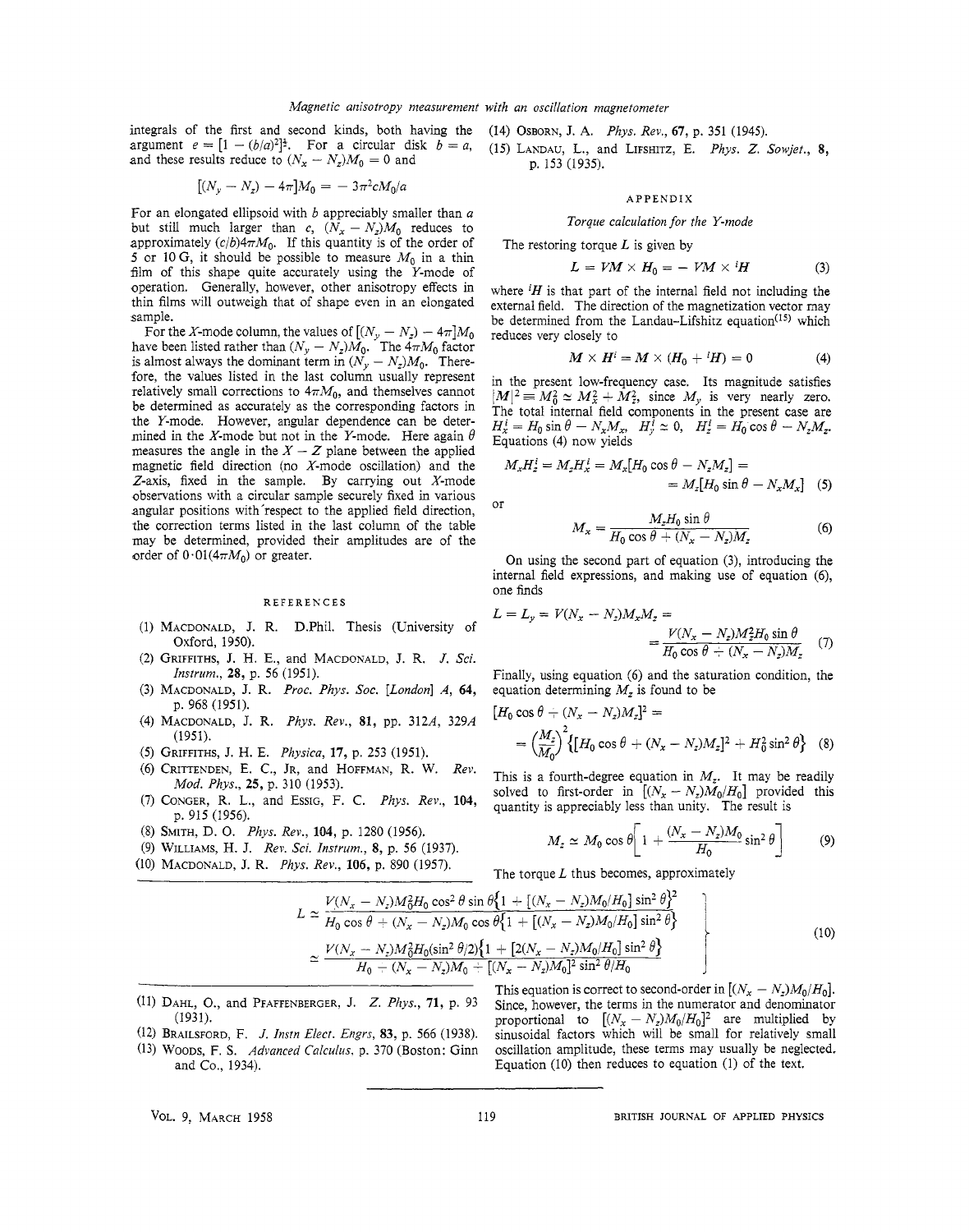integrals of the first and second kinds, both having the argument $e = [1 - (b/a)^2]^{\frac{1}{2}}$. For a circular disk $b = a$, and these results reduce to $(N_x - N_z)M_0 = 0$ and

$$[(N_y - N_z) - 4\pi]M_0 = -3\pi^2 cM_0/a$$

For an elongated ellipsoid with $b$ appreciably smaller than $a$ but still much larger than $c$, $(N_x - N_z)M_0$ reduces to approximately $(c/b)4\pi M_0$. If this quantity is of the order of 5 or 10 G, it should be possible to measure $M_0$ in a thin film of this shape quite accurately using the $Y$-mode of operation. Generally, however, other anisotropy effects in thin films will outweigh that of shape even in an elongated sample.

For the $X$-mode column, the values of $[(N_y - N_z) - 4\pi]M_0$ have been listed rather than $(N_y - N_z)M_0$. The $4\pi M_0$ factor is almost always the dominant term in $(N_y - N_z)M_0$. Therefore, the values listed in the last column usually represent relatively small corrections to $4\pi M_0$, and themselves cannot be determined as accurately as the corresponding factors in the $Y$-mode. However, angular dependence can be determined in the $X$-mode but not in the $Y$-mode. Here again $\theta$ measures the angle in the $X - Z$ plane between the applied magnetic field direction (no $X$-mode oscillation) and the $Z$-axis, fixed in the sample. By carrying out $X$-mode observations with a circular sample securely fixed in various angular positions with respect to the applied field direction, the correction terms listed in the last column of the table may be determined, provided their amplitudes are of the order of $0 \cdot 01(4\pi M_0)$ or greater.

## REFERENCES

(1) MACDONALD, J. R. D.Phil. Thesis (University of Oxford, 1950).

(2) GRIFFITHS, J. H. E., and MACDONALD, J. R. *J. Sci. Instrum.*, **28**, p. 56 (1951).

(3) MACDONALD, J. R. *Proc. Phys. Soc. [London] A*, **64**, p. 968 (1951).

(4) MACDONALD, J. R. *Phys. Rev.*, **81**, pp. 312*A*, 329*A* (1951).

(5) GRIFFITHS, J. H. E. *Physica*, **17**, p. 253 (1951).

(6) CRITTENDEN, E. C., JR, and HOFFMAN, R. W. *Rev. Mod. Phys.*, **25**, p. 310 (1953).

(7) CONGER, R. L., and ESSIG, F. C. *Phys. Rev.*, **104**, p. 915 (1956).

(8) SMITH, D. O. *Phys. Rev.*, **104**, p. 1280 (1956).

(9) WILLIAMS, H. J. *Rev. Sci. Instrum.*, **8**, p. 56 (1937).

(10) MACDONALD, J. R. *Phys. Rev.*, **106**, p. 890 (1957).

(11) DAHL, O., and PFAFFENBERGER, J. *Z. Phys.*, **71**, p. 93 (1931).

(12) BRAILSFORD, F. *J. Instn Elect. Engrs*, **83**, p. 566 (1938).

(13) WOODS, F. S. *Advanced Calculus*, p. 370 (Boston: Ginn and Co., 1934).

(14) OSBORN, J. A. *Phys. Rev.*, **67**, p. 351 (1945).

(15) LANDAU, L., and LIFSHITZ, E. *Phys. Z. Sowjet.*, **8**, p. 153 (1935).

## APPENDIX

### *Torque calculation for the Y-mode*

The restoring torque $L$ is given by

$$L = V\boldsymbol{M} \times \boldsymbol{H}_0 = - V\boldsymbol{M} \times {}^i\boldsymbol{H} \tag{3}$$

where ${}^i\boldsymbol{H}$ is that part of the internal field not including the external field. The direction of the magnetization vector may be determined from the Landau-Lifshitz equation[15] which reduces very closely to

$$\boldsymbol{M} \times \boldsymbol{H}^i = \boldsymbol{M} \times (\boldsymbol{H}_0 + {}^i\boldsymbol{H}) = 0 \tag{4}$$

in the present low-frequency case. Its magnitude satisfies $|\boldsymbol{M}|^2 \equiv M_0^2 \simeq M_x^2 + M_z^2$, since $M_y$ is very nearly zero. The total internal field components in the present case are $H_x^i = H_0 \sin\theta - N_x M_x$, $H_y^i \simeq 0$, $H_z^i = H_0 \cos\theta - N_z M_z$. Equations (4) now yields

$$M_x H_z^i = M_z H_x^i = M_x[H_0 \cos\theta - N_z M_z] = M_z[H_0 \sin\theta - N_x M_x] \tag{5}$$

or

$$M_x = \frac{M_z H_0 \sin\theta}{H_0 \cos\theta + (N_x - N_z)M_z} \tag{6}$$

On using the second part of equation (3), introducing the internal field expressions, and making use of equation (6), one finds

$$L = L_y = V(N_x - N_z)M_x M_z = \frac{V(N_x - N_z)M_z^2 H_0 \sin\theta}{H_0 \cos\theta + (N_x - N_z)M_z} \tag{7}$$

Finally, using equation (6) and the saturation condition, the equation determining $M_z$ is found to be

$$[H_0 \cos\theta + (N_x - N_z)M_z]^2 = \left(\frac{M_z}{M_0}\right)^2 \left\{[H_0 \cos\theta + (N_x - N_z)M_z]^2 + H_0^2 \sin^2\theta\right\} \tag{8}$$

This is a fourth-degree equation in $M_z$. It may be readily solved to first-order in $[(N_x - N_z)M_0/H_0]$ provided this quantity is appreciably less than unity. The result is

$$M_z \simeq M_0 \cos\theta \left[1 + \frac{(N_x - N_z)M_0}{H_0} \sin^2\theta\right] \tag{9}$$

The torque $L$ thus becomes, approximately

$$\begin{aligned} L &\simeq \frac{V(N_x - N_z)M_0^2 H_0 \cos^2\theta \sin\theta\left\{1 + [(N_x - N_z)M_0/H_0]\sin^2\theta\right\}^2}{H_0 \cos\theta + (N_x - N_z)M_0 \cos\theta\left\{1 + [(N_x - N_z)M_0/H_0]\sin^2\theta\right\}} \\ &\simeq \frac{V(N_x - N_z)M_0^2 H_0 (\sin^2\theta/2)\left\{1 + [2(N_x - N_z)M_0/H_0]\sin^2\theta\right\}}{H_0 + (N_x - N_z)M_0 + [(N_x - N_z)M_0]^2 \sin^2\theta/H_0} \end{aligned} \tag{10}$$

This equation is correct to second-order in $[(N_x - N_z)M_0/H_0]$. Since, however, the terms in the numerator and denominator proportional to $[(N_x - N_z)M_0/H_0]^2$ are multiplied by sinusoidal factors which will be small for relatively small oscillation amplitude, these terms may usually be neglected. Equation (10) then reduces to equation (1) of the text.